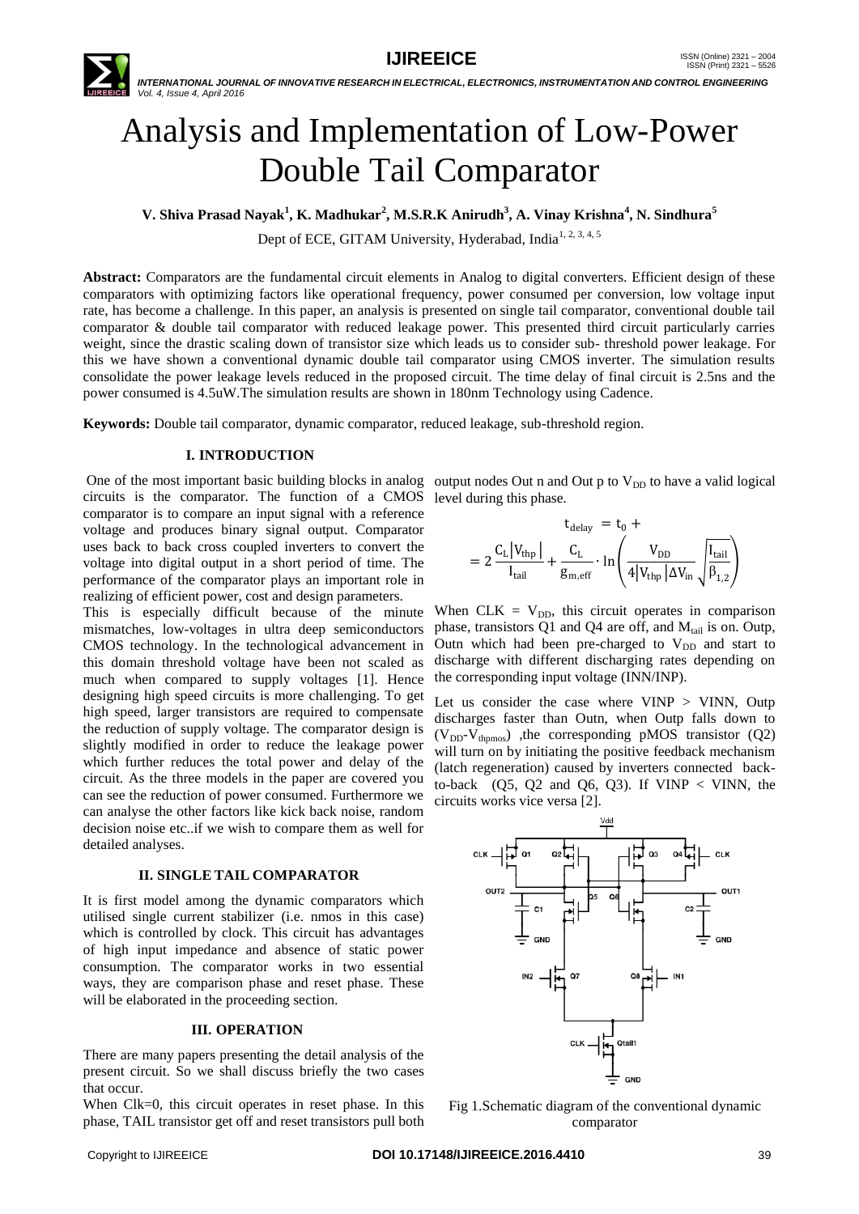# Analysis and Implementation of Low-Power Double Tail Comparator

**V. Shiva Prasad Nayak[1], K. Madhukar[2], M.S.R.K Anirudh[3], A. Vinay Krishna[4], N. Sindhura[5]**

Dept of ECE, GITAM University, Hyderabad, India[1, 2, 3, 4, 5]

**Abstract:** Comparators are the fundamental circuit elements in Analog to digital converters. Efficient design of these comparators with optimizing factors like operational frequency, power consumed per conversion, low voltage input rate, has become a challenge. In this paper, an analysis is presented on single tail comparator, conventional double tail comparator & double tail comparator with reduced leakage power. This presented third circuit particularly carries weight, since the drastic scaling down of transistor size which leads us to consider sub- threshold power leakage. For this we have shown a conventional dynamic double tail comparator using CMOS inverter. The simulation results consolidate the power leakage levels reduced in the proposed circuit. The time delay of final circuit is 2.5ns and the power consumed is 4.5uW.The simulation results are shown in 180nm Technology using Cadence.

**Keywords:** Double tail comparator, dynamic comparator, reduced leakage, sub-threshold region.

## I. INTRODUCTION

One of the most important basic building blocks in analog circuits is the comparator. The function of a CMOS comparator is to compare an input signal with a reference voltage and produces binary signal output. Comparator uses back to back cross coupled inverters to convert the voltage into digital output in a short period of time. The performance of the comparator plays an important role in realizing of efficient power, cost and design parameters.

This is especially difficult because of the minute mismatches, low-voltages in ultra deep semiconductors CMOS technology. In the technological advancement in this domain threshold voltage have been not scaled as much when compared to supply voltages [1]. Hence designing high speed circuits is more challenging. To get high speed, larger transistors are required to compensate the reduction of supply voltage. The comparator design is slightly modified in order to reduce the leakage power which further reduces the total power and delay of the circuit. As the three models in the paper are covered you can see the reduction of power consumed. Furthermore we can analyse the other factors like kick back noise, random decision noise etc..if we wish to compare them as well for detailed analyses.

## II. SINGLE TAIL COMPARATOR

It is first model among the dynamic comparators which utilised single current stabilizer (i.e. nmos in this case) which is controlled by clock. This circuit has advantages of high input impedance and absence of static power consumption. The comparator works in two essential ways, they are comparison phase and reset phase. These will be elaborated in the proceeding section.

## III. OPERATION

There are many papers presenting the detail analysis of the present circuit. So we shall discuss briefly the two cases that occur.

When Clk=0, this circuit operates in reset phase. In this phase, TAIL transistor get off and reset transistors pull both output nodes Out n and Out p to $V_{DD}$ to have a valid logical level during this phase.

$$t_{delay} = t_0 +$$

$$= 2\frac{C_L|V_{thp}|}{I_{tail}} + \frac{C_L}{g_{m,eff}} \cdot \ln\left(\frac{V_{DD}}{4|V_{thp}|\Delta V_{in}}\sqrt{\frac{I_{tail}}{\beta_{1,2}}}\right)$$

When CLK = $V_{DD}$, this circuit operates in comparison phase, transistors Q1 and Q4 are off, and $M_{tail}$ is on. Outp, Outn which had been pre-charged to $V_{DD}$ and start to discharge with different discharging rates depending on the corresponding input voltage (INN/INP).

Let us consider the case where VINP > VINN, Outp discharges faster than Outn, when Outp falls down to ($V_{DD}$-$V_{thpmos}$) ,the corresponding pMOS transistor (Q2) will turn on by initiating the positive feedback mechanism (latch regeneration) caused by inverters connected back-to-back (Q5, Q2 and Q6, Q3). If VINP < VINN, the circuits works vice versa [2].

Fig 1.Schematic diagram of the conventional dynamic comparator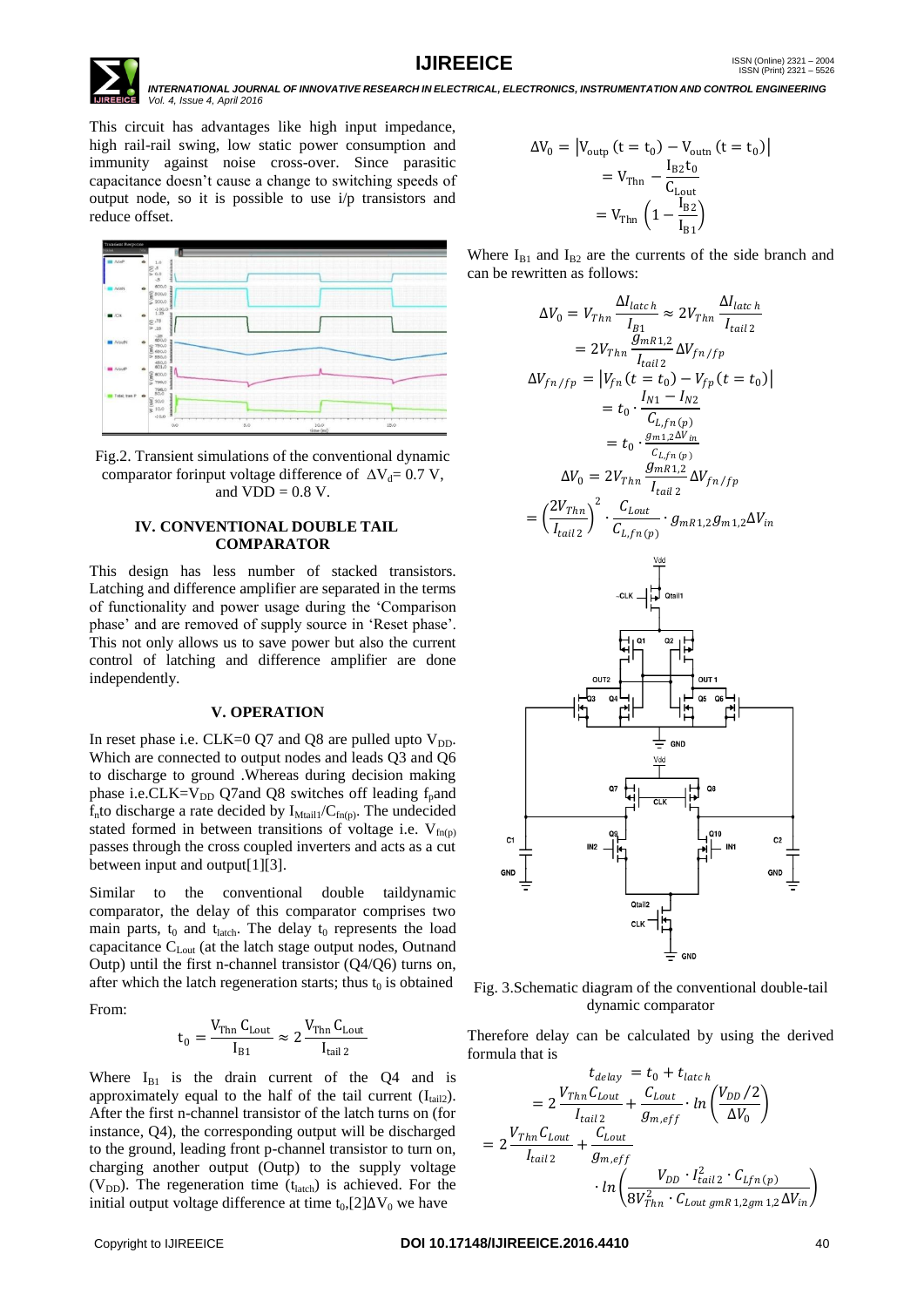This circuit has advantages like high input impedance, high rail-rail swing, low static power consumption and immunity against noise cross-over. Since parasitic capacitance doesn't cause a change to switching speeds of output node, so it is possible to use i/p transistors and reduce offset.

Fig.2. Transient simulations of the conventional dynamic comparator forinput voltage difference of $\Delta V_d$= 0.7 V, and VDD = 0.8 V.

## IV. CONVENTIONAL DOUBLE TAIL COMPARATOR

This design has less number of stacked transistors. Latching and difference amplifier are separated in the terms of functionality and power usage during the 'Comparison phase' and are removed of supply source in 'Reset phase'. This not only allows us to save power but also the current control of latching and difference amplifier are done independently.

## V. OPERATION

In reset phase i.e. CLK=0 Q7 and Q8 are pulled upto $V_{DD}$. Which are connected to output nodes and leads Q3 and Q6 to discharge to ground .Whereas during decision making phase i.e.CLK=$V_{DD}$ Q7and Q8 switches off leading $f_p$and $f_n$to discharge a rate decided by $I_{Mtail1}/C_{fn(p)}$. The undecided stated formed in between transitions of voltage i.e. $V_{fn(p)}$ passes through the cross coupled inverters and acts as a cut between input and output[1][3].

Similar to the conventional double taildynamic comparator, the delay of this comparator comprises two main parts, $t_0$ and $t_{latch}$. The delay $t_0$ represents the load capacitance $C_{Lout}$ (at the latch stage output nodes, Outnand Outp) until the first n-channel transistor (Q4/Q6) turns on, after which the latch regeneration starts; thus $t_0$ is obtained

From:

$$t_0 = \frac{V_{Thn}\, C_{Lout}}{I_{B1}} \approx 2\frac{V_{Thn}\, C_{Lout}}{I_{tail\,2}}$$

Where $I_{B1}$ is the drain current of the Q4 and is approximately equal to the half of the tail current ($I_{tail2}$). After the first n-channel transistor of the latch turns on (for instance, Q4), the corresponding output will be discharged to the ground, leading front p-channel transistor to turn on, charging another output (Outp) to the supply voltage ($V_{DD}$). The regeneration time ($t_{latch}$) is achieved. For the initial output voltage difference at time $t_0$,[2]$\Delta V_0$ we have

$$\begin{aligned}
\Delta V_0 &= \left|V_{outp}(t = t_0) - V_{outn}(t = t_0)\right| \\
&= V_{Thn} - \frac{I_{B2} t_0}{C_{Lout}} \\
&= V_{Thn}\left(1 - \frac{I_{B2}}{I_{B1}}\right)
\end{aligned}$$

Where $I_{B1}$ and $I_{B2}$ are the currents of the side branch and can be rewritten as follows:

$$\begin{aligned}
\Delta V_0 &= V_{Thn}\frac{\Delta I_{latch}}{I_{B1}} \approx 2V_{Thn}\frac{\Delta I_{latch}}{I_{tail\,2}} \\
&= 2V_{Thn}\frac{g_{mR1,2}}{I_{tail\,2}}\Delta V_{fn/fp} \\
\Delta V_{fn/fp} &= \left|V_{fn}(t = t_0) - V_{fp}(t = t_0)\right| \\
&= t_0 \cdot \frac{I_{N1} - I_{N2}}{C_{L,fn(p)}} \\
&= t_0 \cdot \frac{g_{m1,2}\Delta V_{in}}{C_{L,fn(p)}} \\
\Delta V_0 &= 2V_{Thn}\frac{g_{mR1,2}}{I_{tail\,2}}\Delta V_{fn/fp} \\
&= \left(\frac{2V_{Thn}}{I_{tail\,2}}\right)^2 \cdot \frac{C_{Lout}}{C_{L,fn(p)}} \cdot g_{mR1,2}\, g_{m1,2}\Delta V_{in}
\end{aligned}$$

Fig. 3.Schematic diagram of the conventional double-tail dynamic comparator

Therefore delay can be calculated by using the derived formula that is

$$\begin{aligned}
t_{delay} &= t_0 + t_{latch} \\
&= 2\frac{V_{Thn}C_{Lout}}{I_{tail\,2}} + \frac{C_{Lout}}{g_{m,eff}} \cdot \ln\left(\frac{V_{DD}/2}{\Delta V_0}\right) \\
&= 2\frac{V_{Thn}C_{Lout}}{I_{tail\,2}} + \frac{C_{Lout}}{g_{m,eff}} \cdot \ln\left(\frac{V_{DD}\cdot I_{tail\,2}^2 \cdot C_{Lfn(p)}}{8V_{Thn}^2 \cdot C_{Lout}\, g_{mR1,2}\, g_{m1,2}\Delta V_{in}}\right)
\end{aligned}$$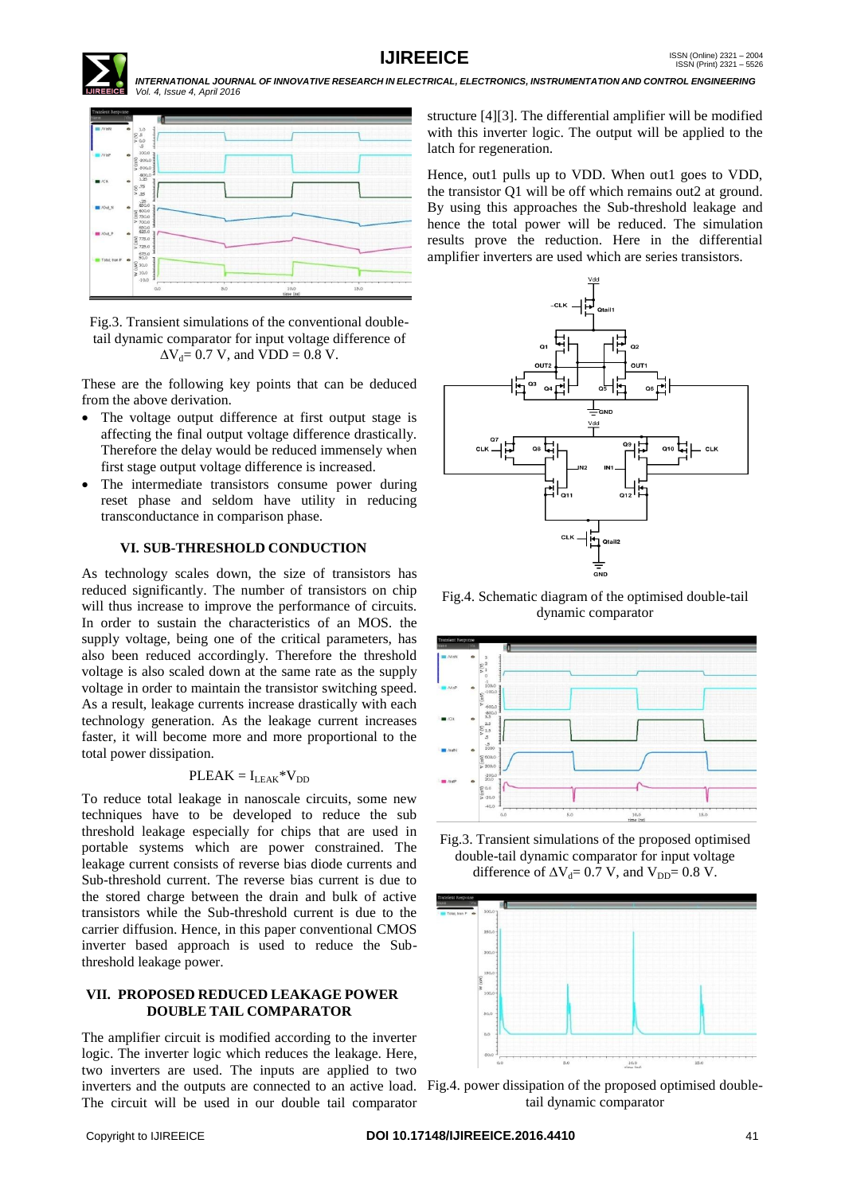Fig.3. Transient simulations of the conventional double-tail dynamic comparator for input voltage difference of $\Delta V_d$= 0.7 V, and VDD = 0.8 V.

These are the following key points that can be deduced from the above derivation.

- The voltage output difference at first output stage is affecting the final output voltage difference drastically. Therefore the delay would be reduced immensely when first stage output voltage difference is increased.
- The intermediate transistors consume power during reset phase and seldom have utility in reducing transconductance in comparison phase.

## VI. SUB-THRESHOLD CONDUCTION

As technology scales down, the size of transistors has reduced significantly. The number of transistors on chip will thus increase to improve the performance of circuits. In order to sustain the characteristics of an MOS. the supply voltage, being one of the critical parameters, has also been reduced accordingly. Therefore the threshold voltage is also scaled down at the same rate as the supply voltage in order to maintain the transistor switching speed. As a result, leakage currents increase drastically with each technology generation. As the leakage current increases faster, it will become more and more proportional to the total power dissipation.

$$P_{LEAK} = I_{LEAK} * V_{DD}$$

To reduce total leakage in nanoscale circuits, some new techniques have to be developed to reduce the sub threshold leakage especially for chips that are used in portable systems which are power constrained. The leakage current consists of reverse bias diode currents and Sub-threshold current. The reverse bias current is due to the stored charge between the drain and bulk of active transistors while the Sub-threshold current is due to the carrier diffusion. Hence, in this paper conventional CMOS inverter based approach is used to reduce the Sub-threshold leakage power.

## VII. PROPOSED REDUCED LEAKAGE POWER DOUBLE TAIL COMPARATOR

The amplifier circuit is modified according to the inverter logic. The inverter logic which reduces the leakage. Here, two inverters are used. The inputs are applied to two inverters and the outputs are connected to an active load. The circuit will be used in our double tail comparator structure [4][3]. The differential amplifier will be modified with this inverter logic. The output will be applied to the latch for regeneration.

Hence, out1 pulls up to VDD. When out1 goes to VDD, the transistor Q1 will be off which remains out2 at ground. By using this approaches the Sub-threshold leakage and hence the total power will be reduced. The simulation results prove the reduction. Here in the differential amplifier inverters are used which are series transistors.

Fig.4. Schematic diagram of the optimised double-tail dynamic comparator

Fig.3. Transient simulations of the proposed optimised double-tail dynamic comparator for input voltage difference of $\Delta V_d$= 0.7 V, and $V_{DD}$= 0.8 V.

Fig.4. power dissipation of the proposed optimised double-tail dynamic comparator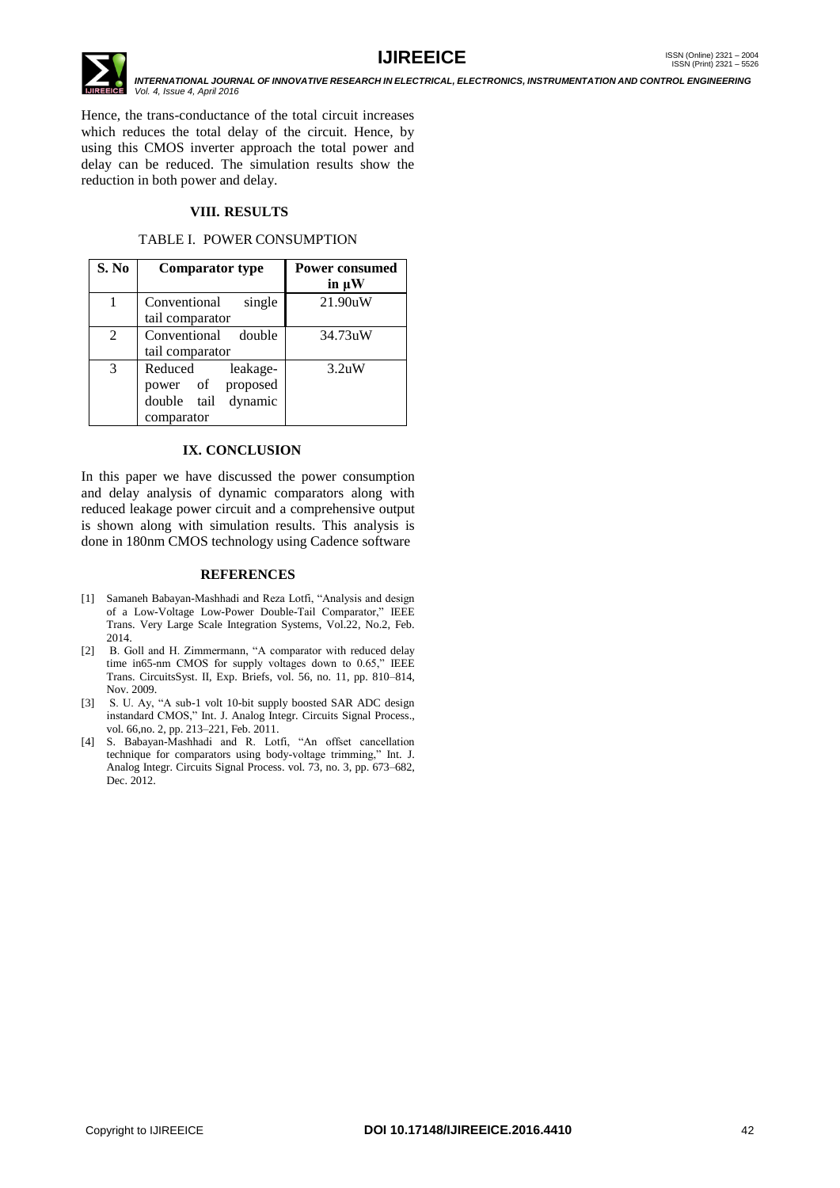Hence, the trans-conductance of the total circuit increases which reduces the total delay of the circuit. Hence, by using this CMOS inverter approach the total power and delay can be reduced. The simulation results show the reduction in both power and delay.

## VIII. RESULTS

TABLE I. POWER CONSUMPTION

| S. No | Comparator type | Power consumed in µW |
|---|---|---|
| 1 | Conventional single tail comparator | 21.90uW |
| 2 | Conventional double tail comparator | 34.73uW |
| 3 | Reduced leakage-power of proposed double tail dynamic comparator | 3.2uW |

## IX. CONCLUSION

In this paper we have discussed the power consumption and delay analysis of dynamic comparators along with reduced leakage power circuit and a comprehensive output is shown along with simulation results. This analysis is done in 180nm CMOS technology using Cadence software

## REFERENCES

[1] Samaneh Babayan-Mashhadi and Reza Lotfi, "Analysis and design of a Low-Voltage Low-Power Double-Tail Comparator," IEEE Trans. Very Large Scale Integration Systems, Vol.22, No.2, Feb. 2014.

[2] B. Goll and H. Zimmermann, "A comparator with reduced delay time in65-nm CMOS for supply voltages down to 0.65," IEEE Trans. CircuitsSyst. II, Exp. Briefs, vol. 56, no. 11, pp. 810–814, Nov. 2009.

[3] S. U. Ay, "A sub-1 volt 10-bit supply boosted SAR ADC design instandard CMOS," Int. J. Analog Integr. Circuits Signal Process., vol. 66,no. 2, pp. 213–221, Feb. 2011.

[4] S. Babayan-Mashhadi and R. Lotfi, "An offset cancellation technique for comparators using body-voltage trimming," Int. J. Analog Integr. Circuits Signal Process. vol. 73, no. 3, pp. 673–682, Dec. 2012.